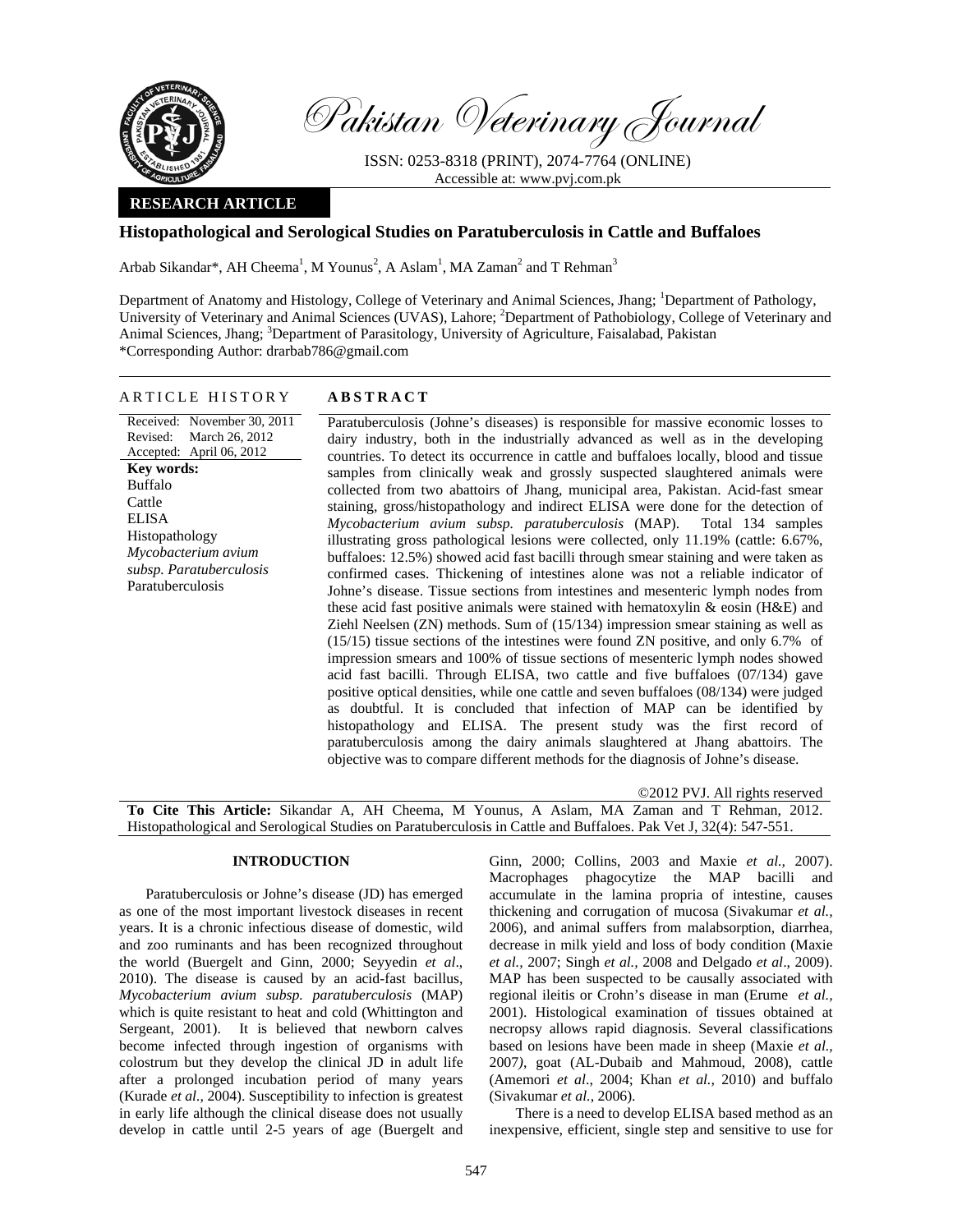Pakistan Veterinary Journal

ISSN: 0253-8318 (PRINT), 2074-7764 (ONLINE)
Accessible at: www.pvj.com.pk

**RESEARCH ARTICLE**

# Histopathological and Serological Studies on Paratuberculosis in Cattle and Buffaloes

Arbab Sikandar*, AH Cheema[1], M Younus[2], A Aslam[1], MA Zaman[2] and T Rehman[3]

Department of Anatomy and Histology, College of Veterinary and Animal Sciences, Jhang; [1]Department of Pathology, University of Veterinary and Animal Sciences (UVAS), Lahore; [2]Department of Pathobiology, College of Veterinary and Animal Sciences, Jhang; [3]Department of Parasitology, University of Agriculture, Faisalabad, Pakistan
*Corresponding Author: drarbab786@gmail.com

## ARTICLE HISTORY

Received: November 30, 2011
Revised: March 26, 2012
Accepted: April 06, 2012

**Key words:**
Buffalo
Cattle
ELISA
Histopathology
*Mycobacterium avium subsp. Paratuberculosis*
Paratuberculosis

## ABSTRACT

Paratuberculosis (Johne's diseases) is responsible for massive economic losses to dairy industry, both in the industrially advanced as well as in the developing countries. To detect its occurrence in cattle and buffaloes locally, blood and tissue samples from clinically weak and grossly suspected slaughtered animals were collected from two abattoirs of Jhang, municipal area, Pakistan. Acid-fast smear staining, gross/histopathology and indirect ELISA were done for the detection of *Mycobacterium avium subsp. paratuberculosis* (MAP). Total 134 samples illustrating gross pathological lesions were collected, only 11.19% (cattle: 6.67%, buffaloes: 12.5%) showed acid fast bacilli through smear staining and were taken as confirmed cases. Thickening of intestines alone was not a reliable indicator of Johne's disease. Tissue sections from intestines and mesenteric lymph nodes from these acid fast positive animals were stained with hematoxylin & eosin (H&E) and Ziehl Neelsen (ZN) methods. Sum of (15/134) impression smear staining as well as (15/15) tissue sections of the intestines were found ZN positive, and only 6.7% of impression smears and 100% of tissue sections of mesenteric lymph nodes showed acid fast bacilli. Through ELISA, two cattle and five buffaloes (07/134) gave positive optical densities, while one cattle and seven buffaloes (08/134) were judged as doubtful. It is concluded that infection of MAP can be identified by histopathology and ELISA. The present study was the first record of paratuberculosis among the dairy animals slaughtered at Jhang abattoirs. The objective was to compare different methods for the diagnosis of Johne's disease.

©2012 PVJ. All rights reserved

**To Cite This Article:** Sikandar A, AH Cheema, M Younus, A Aslam, MA Zaman and T Rehman, 2012. Histopathological and Serological Studies on Paratuberculosis in Cattle and Buffaloes. Pak Vet J, 32(4): 547-551.

## INTRODUCTION

Paratuberculosis or Johne's disease (JD) has emerged as one of the most important livestock diseases in recent years. It is a chronic infectious disease of domestic, wild and zoo ruminants and has been recognized throughout the world (Buergelt and Ginn, 2000; Seyyedin *et al*., 2010). The disease is caused by an acid-fast bacillus, *Mycobacterium avium subsp. paratuberculosis* (MAP) which is quite resistant to heat and cold (Whittington and Sergeant, 2001). It is believed that newborn calves become infected through ingestion of organisms with colostrum but they develop the clinical JD in adult life after a prolonged incubation period of many years (Kurade *et al*., 2004). Susceptibility to infection is greatest in early life although the clinical disease does not usually develop in cattle until 2-5 years of age (Buergelt and Ginn, 2000; Collins, 2003 and Maxie *et al.,* 2007). Macrophages phagocytize the MAP bacilli and accumulate in the lamina propria of intestine, causes thickening and corrugation of mucosa (Sivakumar *et al.,* 2006), and animal suffers from malabsorption, diarrhea, decrease in milk yield and loss of body condition (Maxie *et al.,* 2007; Singh *et al.,* 2008 and Delgado *et al*., 2009). MAP has been suspected to be causally associated with regional ileitis or Crohn's disease in man (Erume *et al.,* 2001). Histological examination of tissues obtained at necropsy allows rapid diagnosis. Several classifications based on lesions have been made in sheep (Maxie *et al.,* 2007), goat (AL-Dubaib and Mahmoud, 2008), cattle (Amemori *et al*., 2004; Khan *et al.,* 2010) and buffalo (Sivakumar *et al.,* 2006).

There is a need to develop ELISA based method as an inexpensive, efficient, single step and sensitive to use for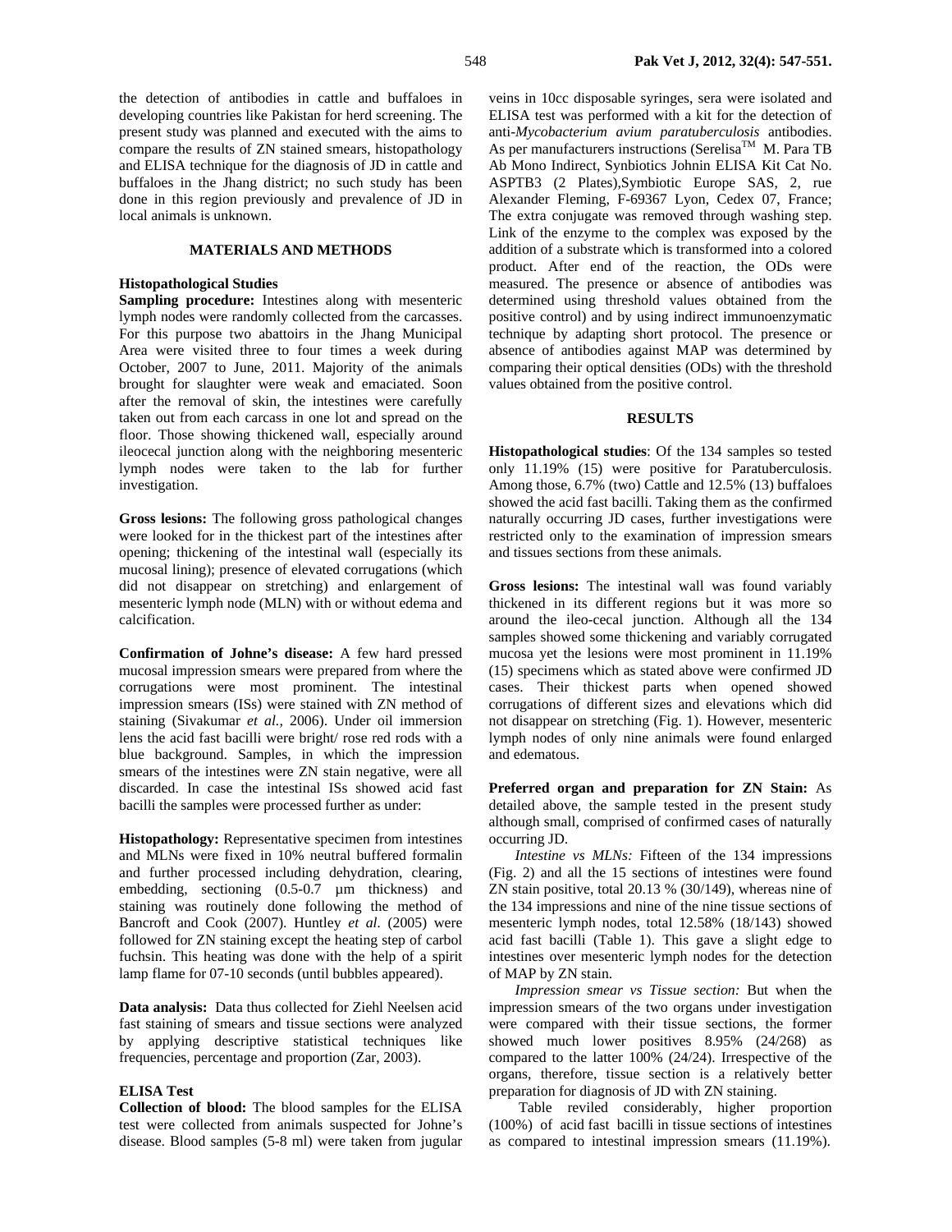the detection of antibodies in cattle and buffaloes in developing countries like Pakistan for herd screening. The present study was planned and executed with the aims to compare the results of ZN stained smears, histopathology and ELISA technique for the diagnosis of JD in cattle and buffaloes in the Jhang district; no such study has been done in this region previously and prevalence of JD in local animals is unknown.

## MATERIALS AND METHODS

### Histopathological Studies

**Sampling procedure:** Intestines along with mesenteric lymph nodes were randomly collected from the carcasses. For this purpose two abattoirs in the Jhang Municipal Area were visited three to four times a week during October, 2007 to June, 2011. Majority of the animals brought for slaughter were weak and emaciated. Soon after the removal of skin, the intestines were carefully taken out from each carcass in one lot and spread on the floor. Those showing thickened wall, especially around ileocecal junction along with the neighboring mesenteric lymph nodes were taken to the lab for further investigation.

**Gross lesions:** The following gross pathological changes were looked for in the thickest part of the intestines after opening; thickening of the intestinal wall (especially its mucosal lining); presence of elevated corrugations (which did not disappear on stretching) and enlargement of mesenteric lymph node (MLN) with or without edema and calcification.

**Confirmation of Johne's disease:** A few hard pressed mucosal impression smears were prepared from where the corrugations were most prominent. The intestinal impression smears (ISs) were stained with ZN method of staining (Sivakumar *et al.,* 2006). Under oil immersion lens the acid fast bacilli were bright/ rose red rods with a blue background. Samples, in which the impression smears of the intestines were ZN stain negative, were all discarded. In case the intestinal ISs showed acid fast bacilli the samples were processed further as under:

**Histopathology:** Representative specimen from intestines and MLNs were fixed in 10% neutral buffered formalin and further processed including dehydration, clearing, embedding, sectioning (0.5-0.7 µm thickness) and staining was routinely done following the method of Bancroft and Cook (2007). Huntley *et al.* (2005) were followed for ZN staining except the heating step of carbol fuchsin. This heating was done with the help of a spirit lamp flame for 07-10 seconds (until bubbles appeared).

**Data analysis:** Data thus collected for Ziehl Neelsen acid fast staining of smears and tissue sections were analyzed by applying descriptive statistical techniques like frequencies, percentage and proportion (Zar, 2003).

### ELISA Test

**Collection of blood:** The blood samples for the ELISA test were collected from animals suspected for Johne's disease. Blood samples (5-8 ml) were taken from jugular veins in 10cc disposable syringes, sera were isolated and ELISA test was performed with a kit for the detection of anti-*Mycobacterium avium paratuberculosis* antibodies. As per manufacturers instructions (Serelisa™ M. Para TB Ab Mono Indirect, Synbiotics Johnin ELISA Kit Cat No. ASPTB3 (2 Plates),Symbiotic Europe SAS, 2, rue Alexander Fleming, F-69367 Lyon, Cedex 07, France; The extra conjugate was removed through washing step. Link of the enzyme to the complex was exposed by the addition of a substrate which is transformed into a colored product. After end of the reaction, the ODs were measured. The presence or absence of antibodies was determined using threshold values obtained from the positive control) and by using indirect immunoenzymatic technique by adapting short protocol. The presence or absence of antibodies against MAP was determined by comparing their optical densities (ODs) with the threshold values obtained from the positive control.

## RESULTS

**Histopathological studies**: Of the 134 samples so tested only 11.19% (15) were positive for Paratuberculosis. Among those, 6.7% (two) Cattle and 12.5% (13) buffaloes showed the acid fast bacilli. Taking them as the confirmed naturally occurring JD cases, further investigations were restricted only to the examination of impression smears and tissues sections from these animals.

**Gross lesions:** The intestinal wall was found variably thickened in its different regions but it was more so around the ileo-cecal junction. Although all the 134 samples showed some thickening and variably corrugated mucosa yet the lesions were most prominent in 11.19% (15) specimens which as stated above were confirmed JD cases. Their thickest parts when opened showed corrugations of different sizes and elevations which did not disappear on stretching (Fig. 1). However, mesenteric lymph nodes of only nine animals were found enlarged and edematous.

**Preferred organ and preparation for ZN Stain:** As detailed above, the sample tested in the present study although small, comprised of confirmed cases of naturally occurring JD.

*Intestine vs MLNs:* Fifteen of the 134 impressions (Fig. 2) and all the 15 sections of intestines were found ZN stain positive, total 20.13 % (30/149), whereas nine of the 134 impressions and nine of the nine tissue sections of mesenteric lymph nodes, total 12.58% (18/143) showed acid fast bacilli (Table 1). This gave a slight edge to intestines over mesenteric lymph nodes for the detection of MAP by ZN stain.

*Impression smear vs Tissue section:* But when the impression smears of the two organs under investigation were compared with their tissue sections, the former showed much lower positives 8.95% (24/268) as compared to the latter 100% (24/24). Irrespective of the organs, therefore, tissue section is a relatively better preparation for diagnosis of JD with ZN staining.

Table reviled considerably, higher proportion (100%) of acid fast bacilli in tissue sections of intestines as compared to intestinal impression smears (11.19%).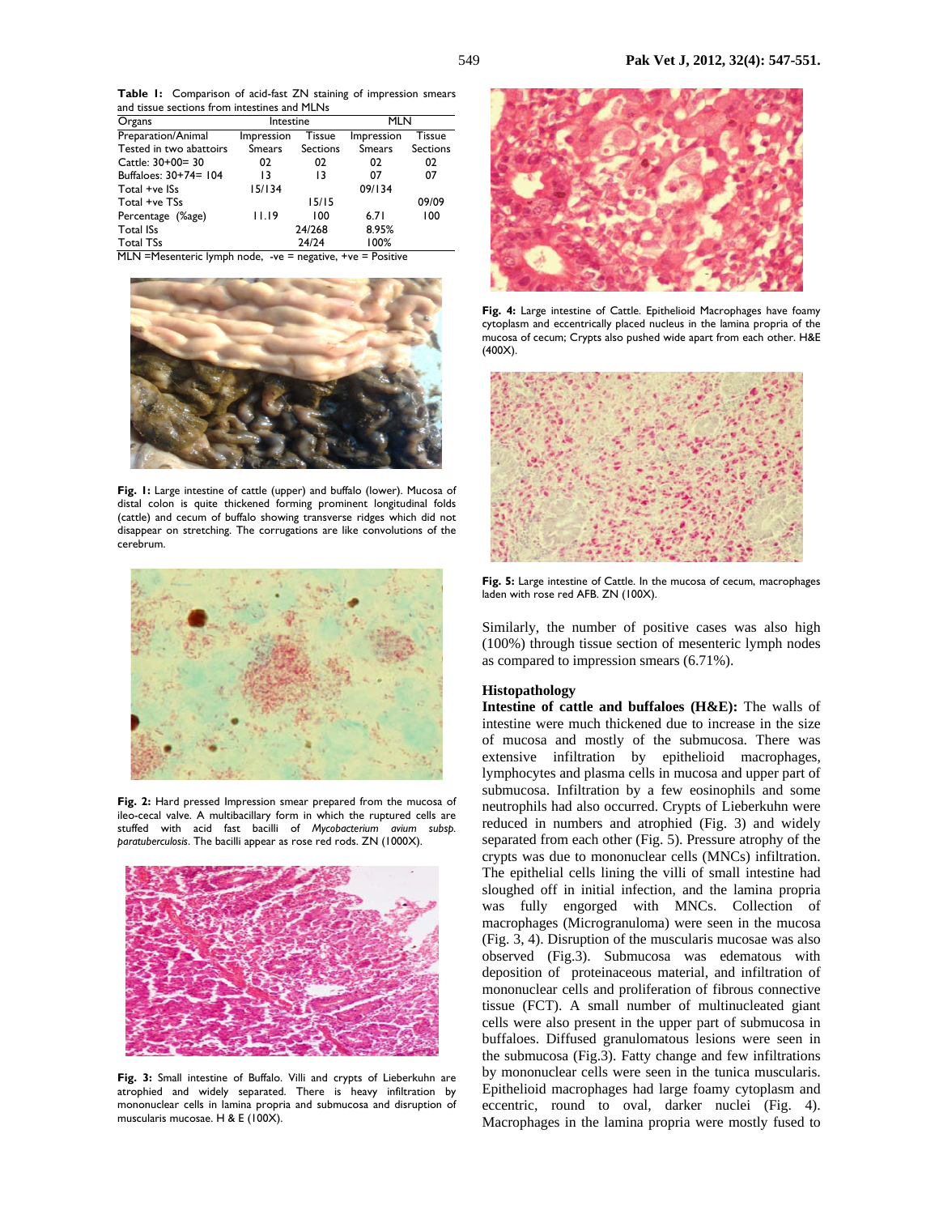**Table 1:** Comparison of acid-fast ZN staining of impression smears and tissue sections from intestines and MLNs

| Organs | Intestine | | MLN | |
|---|---|---|---|---|
| Preparation/Animal | Impression | Tissue | Impression | Tissue |
| Tested in two abattoirs | Smears | Sections | Smears | Sections |
| Cattle: 30+00= 30 | 02 | 02 | 02 | 02 |
| Buffaloes: 30+74= 104 | 13 | 13 | 07 | 07 |
| Total +ve ISs | 15/134 | | 09/134 | |
| Total +ve TSs | | 15/15 | | 09/09 |
| Percentage (%age) | 11.19 | 100 | 6.71 | 100 |
| Total ISs | | 24/268 | 8.95% | |
| Total TSs | | 24/24 | 100% | |

MLN =Mesenteric lymph node, -ve = negative, +ve = Positive

**Fig. 1:** Large intestine of cattle (upper) and buffalo (lower). Mucosa of distal colon is quite thickened forming prominent longitudinal folds (cattle) and cecum of buffalo showing transverse ridges which did not disappear on stretching. The corrugations are like convolutions of the cerebrum.

**Fig. 2:** Hard pressed Impression smear prepared from the mucosa of ileo-cecal valve. A multibacillary form in which the ruptured cells are stuffed with acid fast bacilli of *Mycobacterium avium subsp. paratuberculosis*. The bacilli appear as rose red rods. ZN (1000X).

**Fig. 3:** Small intestine of Buffalo. Villi and crypts of Lieberkuhn are atrophied and widely separated. There is heavy infiltration by mononuclear cells in lamina propria and submucosa and disruption of muscularis mucosae. H & E (100X).

**Fig. 4:** Large intestine of Cattle. Epithelioid Macrophages have foamy cytoplasm and eccentrically placed nucleus in the lamina propria of the mucosa of cecum; Crypts also pushed wide apart from each other. H&E (400X).

**Fig. 5:** Large intestine of Cattle. In the mucosa of cecum, macrophages laden with rose red AFB. ZN (100X).

Similarly, the number of positive cases was also high (100%) through tissue section of mesenteric lymph nodes as compared to impression smears (6.71%).

### Histopathology

**Intestine of cattle and buffaloes (H&E):** The walls of intestine were much thickened due to increase in the size of mucosa and mostly of the submucosa. There was extensive infiltration by epithelioid macrophages, lymphocytes and plasma cells in mucosa and upper part of submucosa. Infiltration by a few eosinophils and some neutrophils had also occurred. Crypts of Lieberkuhn were reduced in numbers and atrophied (Fig. 3) and widely separated from each other (Fig. 5). Pressure atrophy of the crypts was due to mononuclear cells (MNCs) infiltration. The epithelial cells lining the villi of small intestine had sloughed off in initial infection, and the lamina propria was fully engorged with MNCs. Collection of macrophages (Microgranuloma) were seen in the mucosa (Fig. 3, 4). Disruption of the muscularis mucosae was also observed (Fig.3). Submucosa was edematous with deposition of proteinaceous material, and infiltration of mononuclear cells and proliferation of fibrous connective tissue (FCT). A small number of multinucleated giant cells were also present in the upper part of submucosa in buffaloes. Diffused granulomatous lesions were seen in the submucosa (Fig.3). Fatty change and few infiltrations by mononuclear cells were seen in the tunica muscularis. Epithelioid macrophages had large foamy cytoplasm and eccentric, round to oval, darker nuclei (Fig. 4). Macrophages in the lamina propria were mostly fused to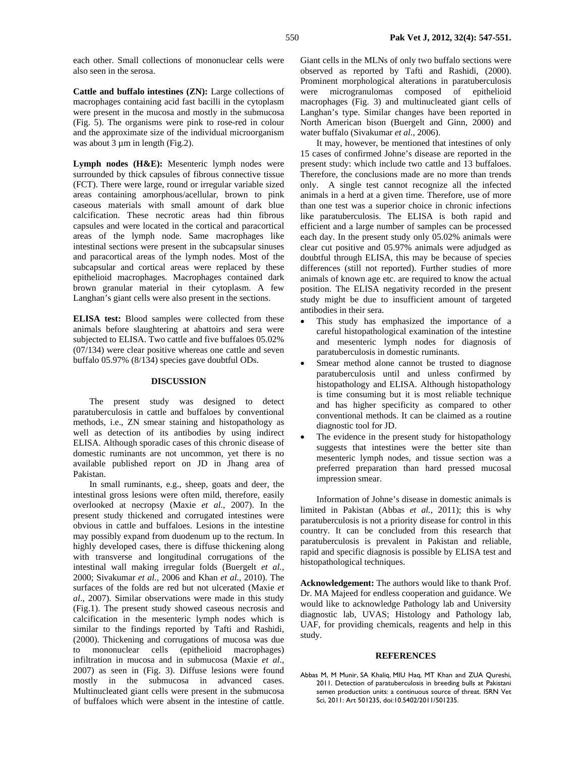each other. Small collections of mononuclear cells were also seen in the serosa.

**Cattle and buffalo intestines (ZN):** Large collections of macrophages containing acid fast bacilli in the cytoplasm were present in the mucosa and mostly in the submucosa (Fig. 5). The organisms were pink to rose-red in colour and the approximate size of the individual microorganism was about 3 µm in length (Fig.2).

**Lymph nodes (H&E):** Mesenteric lymph nodes were surrounded by thick capsules of fibrous connective tissue (FCT). There were large, round or irregular variable sized areas containing amorphous/acellular, brown to pink caseous materials with small amount of dark blue calcification. These necrotic areas had thin fibrous capsules and were located in the cortical and paracortical areas of the lymph node. Same macrophages like intestinal sections were present in the subcapsular sinuses and paracortical areas of the lymph nodes. Most of the subcapsular and cortical areas were replaced by these epithelioid macrophages. Macrophages contained dark brown granular material in their cytoplasm. A few Langhan's giant cells were also present in the sections.

**ELISA test:** Blood samples were collected from these animals before slaughtering at abattoirs and sera were subjected to ELISA. Two cattle and five buffaloes 05.02% (07/134) were clear positive whereas one cattle and seven buffalo 05.97% (8/134) species gave doubtful ODs.

## DISCUSSION

The present study was designed to detect paratuberculosis in cattle and buffaloes by conventional methods, i.e., ZN smear staining and histopathology as well as detection of its antibodies by using indirect ELISA. Although sporadic cases of this chronic disease of domestic ruminants are not uncommon, yet there is no available published report on JD in Jhang area of Pakistan.

In small ruminants, e.g., sheep, goats and deer, the intestinal gross lesions were often mild, therefore, easily overlooked at necropsy (Maxie *et al.,* 2007). In the present study thickened and corrugated intestines were obvious in cattle and buffaloes. Lesions in the intestine may possibly expand from duodenum up to the rectum. In highly developed cases, there is diffuse thickening along with transverse and longitudinal corrugations of the intestinal wall making irregular folds (Buergelt *et al.,* 2000; Sivakumar *et al.,* 2006 and Khan *et al.,* 2010). The surfaces of the folds are red but not ulcerated (Maxie *et al*., 2007). Similar observations were made in this study (Fig.1). The present study showed caseous necrosis and calcification in the mesenteric lymph nodes which is similar to the findings reported by Tafti and Rashidi, (2000). Thickening and corrugations of mucosa was due to mononuclear cells (epithelioid macrophages) infiltration in mucosa and in submucosa (Maxie *et al*., 2007) as seen in (Fig. 3). Diffuse lesions were found mostly in the submucosa in advanced cases. Multinucleated giant cells were present in the submucosa of buffaloes which were absent in the intestine of cattle. Giant cells in the MLNs of only two buffalo sections were observed as reported by Tafti and Rashidi, (2000). Prominent morphological alterations in paratuberculosis were microgranulomas composed of epithelioid macrophages (Fig. 3) and multinucleated giant cells of Langhan's type. Similar changes have been reported in North American bison (Buergelt and Ginn, 2000) and water buffalo (Sivakumar *et al.,* 2006).

It may, however, be mentioned that intestines of only 15 cases of confirmed Johne's disease are reported in the present study: which include two cattle and 13 buffaloes. Therefore, the conclusions made are no more than trends only. A single test cannot recognize all the infected animals in a herd at a given time. Therefore, use of more than one test was a superior choice in chronic infections like paratuberculosis. The ELISA is both rapid and efficient and a large number of samples can be processed each day. In the present study only 05.02% animals were clear cut positive and 05.97% animals were adjudged as doubtful through ELISA, this may be because of species differences (still not reported). Further studies of more animals of known age etc. are required to know the actual position. The ELISA negativity recorded in the present study might be due to insufficient amount of targeted antibodies in their sera.

- This study has emphasized the importance of a careful histopathological examination of the intestine and mesenteric lymph nodes for diagnosis of paratuberculosis in domestic ruminants.
- Smear method alone cannot be trusted to diagnose paratuberculosis until and unless confirmed by histopathology and ELISA. Although histopathology is time consuming but it is most reliable technique and has higher specificity as compared to other conventional methods. It can be claimed as a routine diagnostic tool for JD.
- The evidence in the present study for histopathology suggests that intestines were the better site than mesenteric lymph nodes, and tissue section was a preferred preparation than hard pressed mucosal impression smear.

Information of Johne's disease in domestic animals is limited in Pakistan (Abbas *et al.,* 2011); this is why paratuberculosis is not a priority disease for control in this country. It can be concluded from this research that paratuberculosis is prevalent in Pakistan and reliable, rapid and specific diagnosis is possible by ELISA test and histopathological techniques.

**Acknowledgement:** The authors would like to thank Prof. Dr. MA Majeed for endless cooperation and guidance. We would like to acknowledge Pathology lab and University diagnostic lab, UVAS; Histology and Pathology lab, UAF, for providing chemicals, reagents and help in this study.

## REFERENCES

Abbas M, M Munir, SA Khaliq, MIU Haq, MT Khan and ZUA Qureshi, 2011. Detection of paratuberculosis in breeding bulls at Pakistani semen production units: a continuous source of threat. ISRN Vet Sci, 2011: Art 501235, doi:10.5402/2011/501235.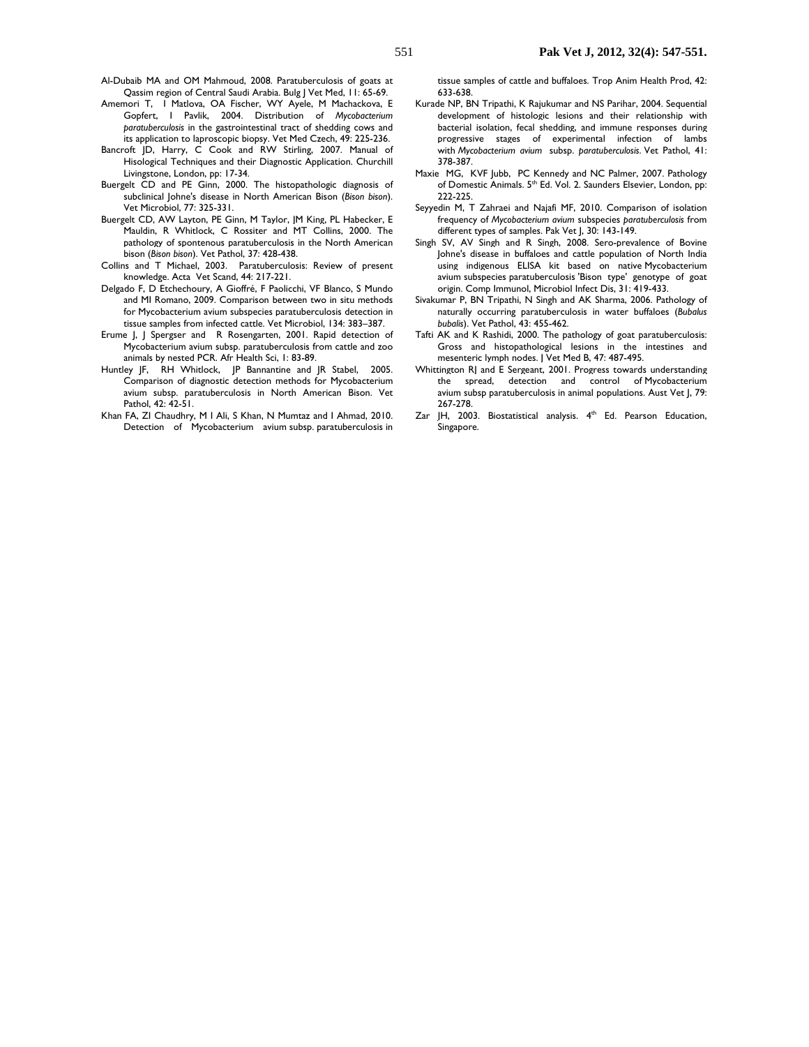Al-Dubaib MA and OM Mahmoud, 2008. Paratuberculosis of goats at Qassim region of Central Saudi Arabia. Bulg J Vet Med, 11: 65-69.

Amemori T, I Matlova, OA Fischer, WY Ayele, M Machackova, E Gopfert, I Pavlik, 2004. Distribution of *Mycobacterium paratuberculosis* in the gastrointestinal tract of shedding cows and its application to laproscopic biopsy. Vet Med Czech, 49: 225-236.

Bancroft JD, Harry, C Cook and RW Stirling, 2007. Manual of Hisological Techniques and their Diagnostic Application. Churchill Livingstone, London, pp: 17-34.

Buergelt CD and PE Ginn, 2000. The histopathologic diagnosis of subclinical Johne's disease in North American Bison (*Bison bison*). Vet Microbiol, 77: 325-331.

Buergelt CD, AW Layton, PE Ginn, M Taylor, JM King, PL Habecker, E Mauldin, R Whitlock, C Rossiter and MT Collins, 2000. The pathology of spontenous paratuberculosis in the North American bison (*Bison bison*). Vet Pathol, 37: 428-438.

Collins and T Michael, 2003. Paratuberculosis: Review of present knowledge. Acta Vet Scand, 44: 217-221.

Delgado F, D Etchechoury, A Gioffré, F Paolicchi, VF Blanco, S Mundo and MI Romano, 2009. Comparison between two in situ methods for Mycobacterium avium subspecies paratuberculosis detection in tissue samples from infected cattle. Vet Microbiol, 134: 383–387.

Erume J, J Spergser and R Rosengarten, 2001. Rapid detection of Mycobacterium avium subsp. paratuberculosis from cattle and zoo animals by nested PCR. Afr Health Sci, 1: 83-89.

Huntley JF, RH Whitlock, JP Bannantine and JR Stabel, 2005. Comparison of diagnostic detection methods for Mycobacterium avium subsp. paratuberculosis in North American Bison. Vet Pathol, 42: 42-51.

Khan FA, ZI Chaudhry, M I Ali, S Khan, N Mumtaz and I Ahmad, 2010. Detection of Mycobacterium avium subsp. paratuberculosis in tissue samples of cattle and buffaloes. Trop Anim Health Prod, 42: 633-638.

Kurade NP, BN Tripathi, K Rajukumar and NS Parihar, 2004. Sequential development of histologic lesions and their relationship with bacterial isolation, fecal shedding, and immune responses during progressive stages of experimental infection of lambs with *Mycobacterium avium* subsp. *paratuberculosis*. Vet Pathol, 41: 378-387.

Maxie MG, KVF Jubb, PC Kennedy and NC Palmer, 2007. Pathology of Domestic Animals. 5th Ed. Vol. 2. Saunders Elsevier, London, pp: 222-225.

Seyyedin M, T Zahraei and Najafi MF, 2010. Comparison of isolation frequency of *Mycobacterium avium* subspecies *paratuberculosis* from different types of samples. Pak Vet J, 30: 143-149.

Singh SV, AV Singh and R Singh, 2008. Sero-prevalence of Bovine Johne's disease in buffaloes and cattle population of North India using indigenous ELISA kit based on native Mycobacterium avium subspecies paratuberculosis 'Bison type' genotype of goat origin. Comp Immunol, Microbiol Infect Dis, 31: 419-433.

Sivakumar P, BN Tripathi, N Singh and AK Sharma, 2006. Pathology of naturally occurring paratuberculosis in water buffaloes (*Bubalus bubalis*). Vet Pathol, 43: 455-462.

Tafti AK and K Rashidi, 2000. The pathology of goat paratuberculosis: Gross and histopathological lesions in the intestines and mesenteric lymph nodes. J Vet Med B, 47: 487-495.

Whittington RJ and E Sergeant, 2001. Progress towards understanding the spread, detection and control of Mycobacterium avium subsp paratuberculosis in animal populations. Aust Vet J, 79: 267-278.

Zar JH, 2003. Biostatistical analysis. 4th Ed. Pearson Education, Singapore.